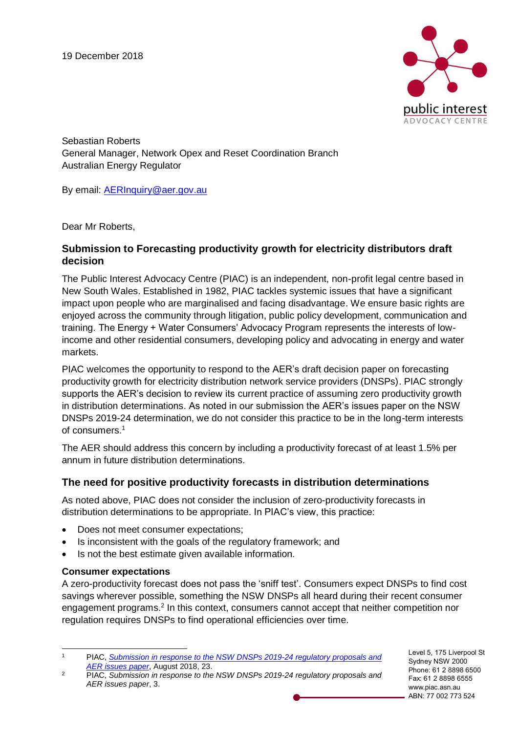19 December 2018

Sebastian Roberts
General Manager, Network Opex and Reset Coordination Branch
Australian Energy Regulator

By email: [AERInquiry@aer.gov.au](mailto:AERInquiry@aer.gov.au)

Dear Mr Roberts,

## Submission to Forecasting productivity growth for electricity distributors draft decision

The Public Interest Advocacy Centre (PIAC) is an independent, non-profit legal centre based in New South Wales. Established in 1982, PIAC tackles systemic issues that have a significant impact upon people who are marginalised and facing disadvantage. We ensure basic rights are enjoyed across the community through litigation, public policy development, communication and training. The Energy + Water Consumers' Advocacy Program represents the interests of low-income and other residential consumers, developing policy and advocating in energy and water markets.

PIAC welcomes the opportunity to respond to the AER's draft decision paper on forecasting productivity growth for electricity distribution network service providers (DNSPs). PIAC strongly supports the AER's decision to review its current practice of assuming zero productivity growth in distribution determinations. As noted in our submission the AER's issues paper on the NSW DNSPs 2019-24 determination, we do not consider this practice to be in the long-term interests of consumers.[1]

The AER should address this concern by including a productivity forecast of at least 1.5% per annum in future distribution determinations.

## The need for positive productivity forecasts in distribution determinations

As noted above, PIAC does not consider the inclusion of zero-productivity forecasts in distribution determinations to be appropriate. In PIAC's view, this practice:

- Does not meet consumer expectations;
- Is inconsistent with the goals of the regulatory framework; and
- Is not the best estimate given available information.

### Consumer expectations

A zero-productivity forecast does not pass the 'sniff test'. Consumers expect DNSPs to find cost savings wherever possible, something the NSW DNSPs all heard during their recent consumer engagement programs.[2] In this context, consumers cannot accept that neither competition nor regulation requires DNSPs to find operational efficiencies over time.

---

[1] PIAC, *Submission in response to the NSW DNSPs 2019-24 regulatory proposals and AER issues paper*, August 2018, 23.

[2] PIAC, *Submission in response to the NSW DNSPs 2019-24 regulatory proposals and AER issues paper*, 3.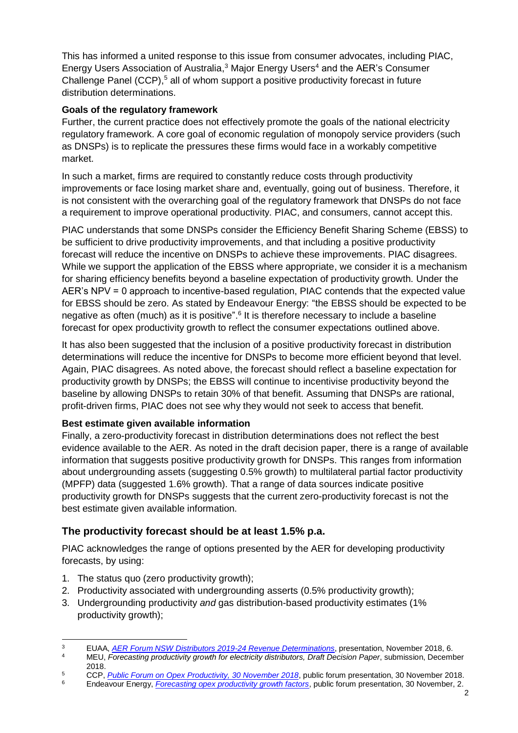This has informed a united response to this issue from consumer advocates, including PIAC, Energy Users Association of Australia,[3] Major Energy Users[4] and the AER's Consumer Challenge Panel (CCP),[5] all of whom support a positive productivity forecast in future distribution determinations.

**Goals of the regulatory framework**

Further, the current practice does not effectively promote the goals of the national electricity regulatory framework. A core goal of economic regulation of monopoly service providers (such as DNSPs) is to replicate the pressures these firms would face in a workably competitive market.

In such a market, firms are required to constantly reduce costs through productivity improvements or face losing market share and, eventually, going out of business. Therefore, it is not consistent with the overarching goal of the regulatory framework that DNSPs do not face a requirement to improve operational productivity. PIAC, and consumers, cannot accept this.

PIAC understands that some DNSPs consider the Efficiency Benefit Sharing Scheme (EBSS) to be sufficient to drive productivity improvements, and that including a positive productivity forecast will reduce the incentive on DNSPs to achieve these improvements. PIAC disagrees. While we support the application of the EBSS where appropriate, we consider it is a mechanism for sharing efficiency benefits beyond a baseline expectation of productivity growth. Under the AER's NPV = 0 approach to incentive-based regulation, PIAC contends that the expected value for EBSS should be zero. As stated by Endeavour Energy: "the EBSS should be expected to be negative as often (much) as it is positive".[6] It is therefore necessary to include a baseline forecast for opex productivity growth to reflect the consumer expectations outlined above.

It has also been suggested that the inclusion of a positive productivity forecast in distribution determinations will reduce the incentive for DNSPs to become more efficient beyond that level. Again, PIAC disagrees. As noted above, the forecast should reflect a baseline expectation for productivity growth by DNSPs; the EBSS will continue to incentivise productivity beyond the baseline by allowing DNSPs to retain 30% of that benefit. Assuming that DNSPs are rational, profit-driven firms, PIAC does not see why they would not seek to access that benefit.

**Best estimate given available information**

Finally, a zero-productivity forecast in distribution determinations does not reflect the best evidence available to the AER. As noted in the draft decision paper, there is a range of available information that suggests positive productivity growth for DNSPs. This ranges from information about undergrounding assets (suggesting 0.5% growth) to multilateral partial factor productivity (MPFP) data (suggested 1.6% growth). That a range of data sources indicate positive productivity growth for DNSPs suggests that the current zero-productivity forecast is not the best estimate given available information.

## The productivity forecast should be at least 1.5% p.a.

PIAC acknowledges the range of options presented by the AER for developing productivity forecasts, by using:

1. The status quo (zero productivity growth);
2. Productivity associated with undergrounding asserts (0.5% productivity growth);
3. Undergrounding productivity *and* gas distribution-based productivity estimates (1% productivity growth);

---

[3] EUAA, *AER Forum NSW Distributors 2019-24 Revenue Determinations*, presentation, November 2018, 6.

[4] MEU, *Forecasting productivity growth for electricity distributors, Draft Decision Paper*, submission, December 2018.

[5] CCP, *Public Forum on Opex Productivity, 30 November 2018*, public forum presentation, 30 November 2018.

[6] Endeavour Energy, *Forecasting opex productivity growth factors*, public forum presentation, 30 November, 2.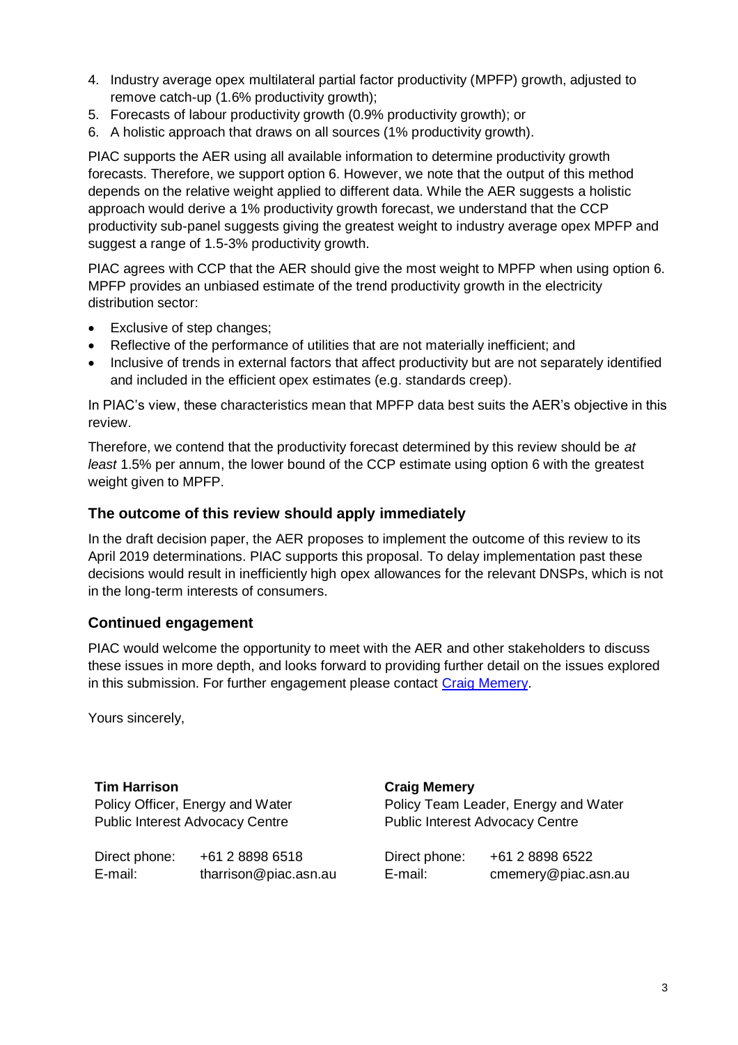4. Industry average opex multilateral partial factor productivity (MPFP) growth, adjusted to remove catch-up (1.6% productivity growth);
5. Forecasts of labour productivity growth (0.9% productivity growth); or
6. A holistic approach that draws on all sources (1% productivity growth).

PIAC supports the AER using all available information to determine productivity growth forecasts. Therefore, we support option 6. However, we note that the output of this method depends on the relative weight applied to different data. While the AER suggests a holistic approach would derive a 1% productivity growth forecast, we understand that the CCP productivity sub-panel suggests giving the greatest weight to industry average opex MPFP and suggest a range of 1.5-3% productivity growth.

PIAC agrees with CCP that the AER should give the most weight to MPFP when using option 6. MPFP provides an unbiased estimate of the trend productivity growth in the electricity distribution sector:

- Exclusive of step changes;
- Reflective of the performance of utilities that are not materially inefficient; and
- Inclusive of trends in external factors that affect productivity but are not separately identified and included in the efficient opex estimates (e.g. standards creep).

In PIAC's view, these characteristics mean that MPFP data best suits the AER's objective in this review.

Therefore, we contend that the productivity forecast determined by this review should be *at least* 1.5% per annum, the lower bound of the CCP estimate using option 6 with the greatest weight given to MPFP.

### The outcome of this review should apply immediately

In the draft decision paper, the AER proposes to implement the outcome of this review to its April 2019 determinations. PIAC supports this proposal. To delay implementation past these decisions would result in inefficiently high opex allowances for the relevant DNSPs, which is not in the long-term interests of consumers.

### Continued engagement

PIAC would welcome the opportunity to meet with the AER and other stakeholders to discuss these issues in more depth, and looks forward to providing further detail on the issues explored in this submission. For further engagement please contact Craig Memery.

Yours sincerely,

**Tim Harrison**
Policy Officer, Energy and Water
Public Interest Advocacy Centre

Direct phone: +61 2 8898 6518
E-mail: tharrison@piac.asn.au

**Craig Memery**
Policy Team Leader, Energy and Water
Public Interest Advocacy Centre

Direct phone: +61 2 8898 6522
E-mail: cmemery@piac.asn.au